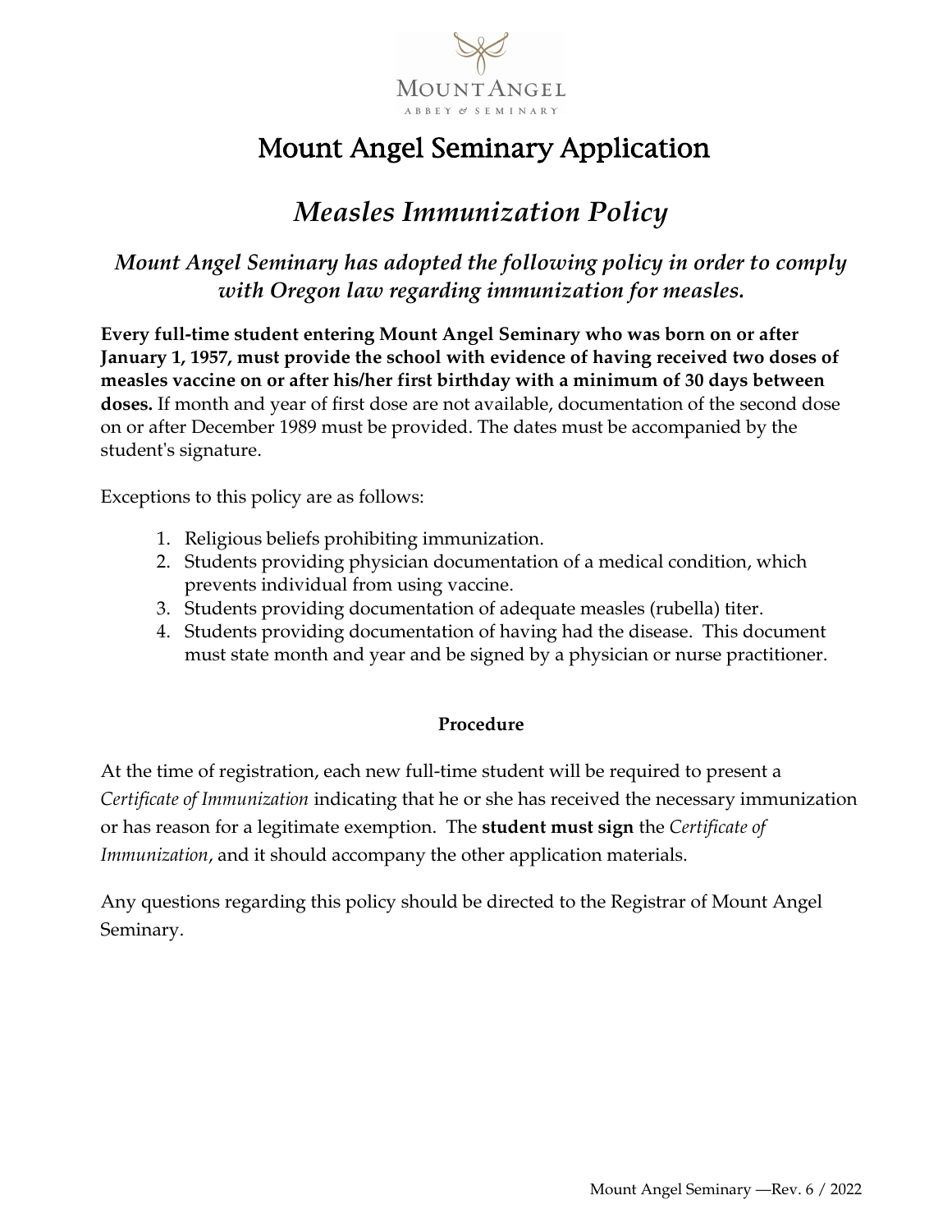# Mount Angel Seminary Application

## *Measles Immunization Policy*

### *Mount Angel Seminary has adopted the following policy in order to comply with Oregon law regarding immunization for measles.*

**Every full-time student entering Mount Angel Seminary who was born on or after January 1, 1957, must provide the school with evidence of having received two doses of measles vaccine on or after his/her first birthday with a minimum of 30 days between doses.** If month and year of first dose are not available, documentation of the second dose on or after December 1989 must be provided. The dates must be accompanied by the student's signature.

Exceptions to this policy are as follows:

1. Religious beliefs prohibiting immunization.
2. Students providing physician documentation of a medical condition, which prevents individual from using vaccine.
3. Students providing documentation of adequate measles (rubella) titer.
4. Students providing documentation of having had the disease. This document must state month and year and be signed by a physician or nurse practitioner.

**Procedure**

At the time of registration, each new full-time student will be required to present a *Certificate of Immunization* indicating that he or she has received the necessary immunization or has reason for a legitimate exemption. The **student must sign** the *Certificate of Immunization*, and it should accompany the other application materials.

Any questions regarding this policy should be directed to the Registrar of Mount Angel Seminary.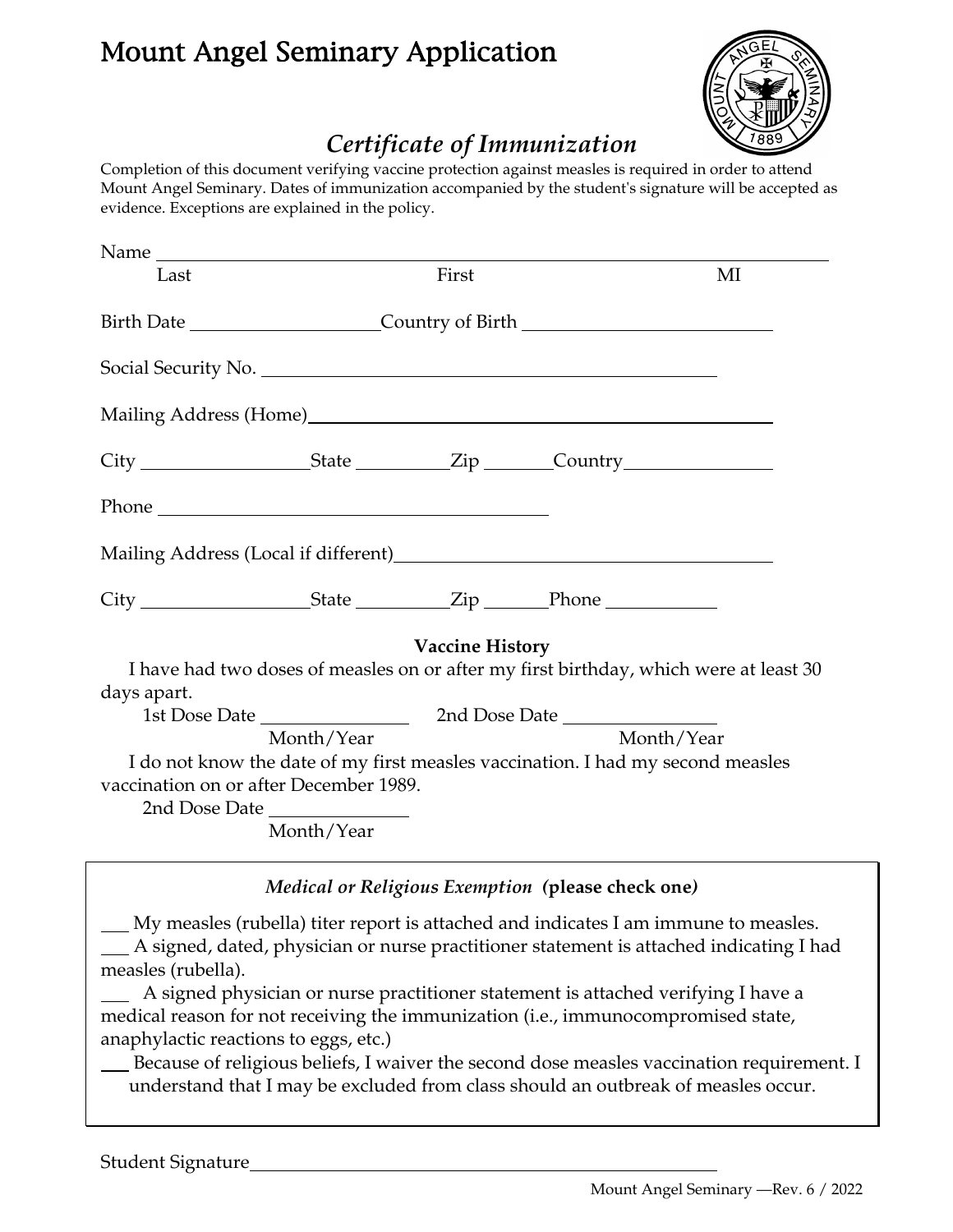# Mount Angel Seminary Application

## *Certificate of Immunization*

Completion of this document verifying vaccine protection against measles is required in order to attend Mount Angel Seminary. Dates of immunization accompanied by the student's signature will be accepted as evidence. Exceptions are explained in the policy.

Name ______________________________________________
Last First MI

Birth Date ____________ Country of Birth ________________

Social Security No. ______________________________

Mailing Address (Home) ______________________________

City __________ State ______ Zip _____ Country __________

Phone ________________________

Mailing Address (Local if different) ________________________

City __________ State ______ Zip _____ Phone ________

**Vaccine History**

I have had two doses of measles on or after my first birthday, which were at least 30 days apart.

1st Date Dose __________ 2nd Dose Date __________
Month/Year Month/Year

I do not know the date of my first measles vaccination. I had my second measles vaccination on or after December 1989.

2nd Dose Date __________
Month/Year

*Medical or Religious Exemption* **(please check one)**

___ My measles (rubella) titer report is attached and indicates I am immune to measles.
___ A signed, dated, physician or nurse practitioner statement is attached indicating I had measles (rubella).
___ A signed physician or nurse practitioner statement is attached verifying I have a medical reason for not receiving the immunization (i.e., immunocompromised state, anaphylactic reactions to eggs, etc.)
___ Because of religious beliefs, I waiver the second dose measles vaccination requirement. I understand that I may be excluded from class should an outbreak of measles occur.

Student Signature ______________________________

Mount Angel Seminary —Rev. 6 / 2022